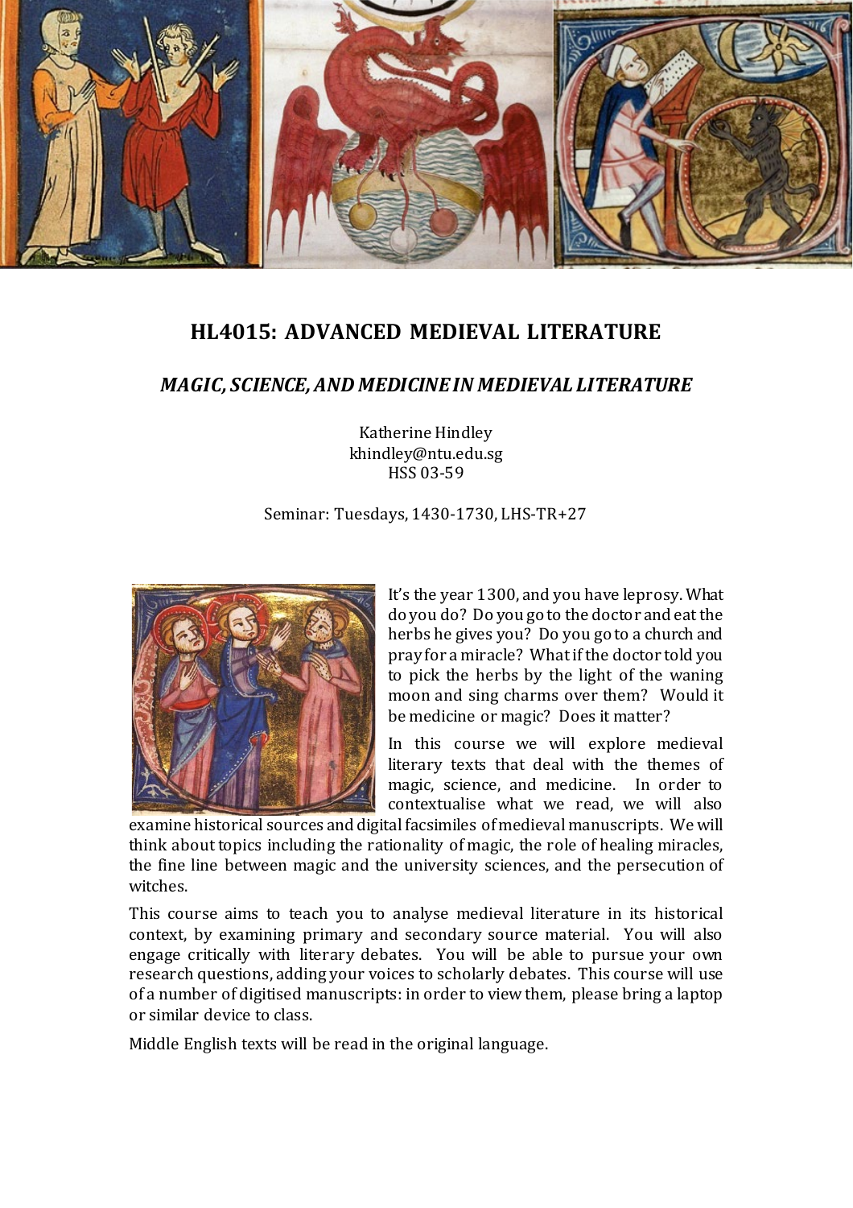# HL4015: ADVANCED MEDIEVAL LITERATURE

## *MAGIC, SCIENCE, AND MEDICINE IN MEDIEVAL LITERATURE*

Katherine Hindley
khindley@ntu.edu.sg
HSS 03-59

Seminar: Tuesdays, 1430-1730, LHS-TR+27

It's the year 1300, and you have leprosy. What do you do? Do you go to the doctor and eat the herbs he gives you? Do you go to a church and pray for a miracle? What if the doctor told you to pick the herbs by the light of the waning moon and sing charms over them? Would it be medicine or magic? Does it matter?

In this course we will explore medieval literary texts that deal with the themes of magic, science, and medicine. In order to contextualise what we read, we will also examine historical sources and digital facsimiles of medieval manuscripts. We will think about topics including the rationality of magic, the role of healing miracles, the fine line between magic and the university sciences, and the persecution of witches.

This course aims to teach you to analyse medieval literature in its historical context, by examining primary and secondary source material. You will also engage critically with literary debates. You will be able to pursue your own research questions, adding your voices to scholarly debates. This course will use of a number of digitised manuscripts: in order to view them, please bring a laptop or similar device to class.

Middle English texts will be read in the original language.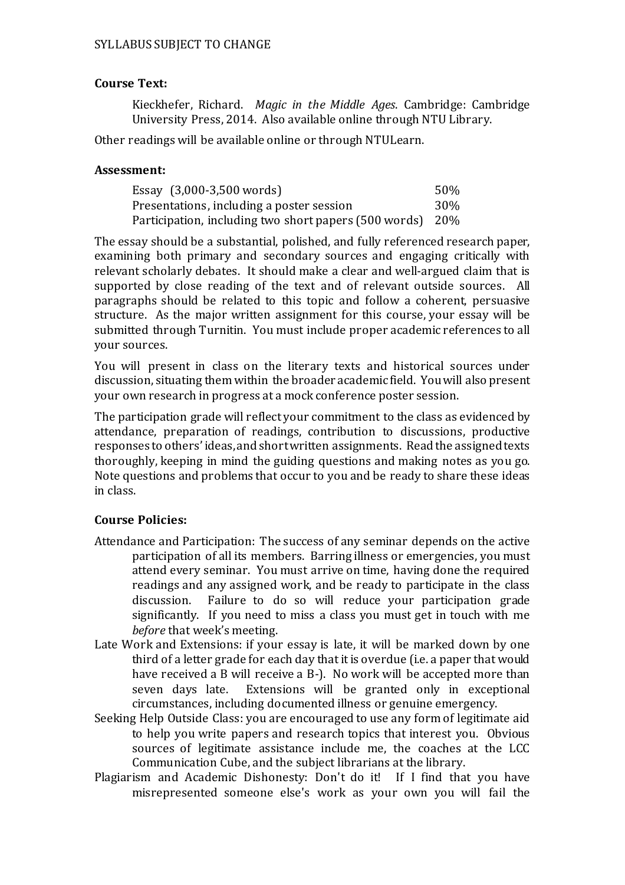SYLLABUS SUBJECT TO CHANGE

**Course Text:**

Kieckhefer, Richard. *Magic in the Middle Ages*. Cambridge: Cambridge University Press, 2014. Also available online through NTU Library.

Other readings will be available online or through NTULearn.

**Assessment:**

| | |
|---|---|
| Essay (3,000-3,500 words) | 50% |
| Presentations, including a poster session | 30% |
| Participation, including two short papers (500 words) | 20% |

The essay should be a substantial, polished, and fully referenced research paper, examining both primary and secondary sources and engaging critically with relevant scholarly debates. It should make a clear and well-argued claim that is supported by close reading of the text and of relevant outside sources. All paragraphs should be related to this topic and follow a coherent, persuasive structure. As the major written assignment for this course, your essay will be submitted through Turnitin. You must include proper academic references to all your sources.

You will present in class on the literary texts and historical sources under discussion, situating them within the broader academic field. You will also present your own research in progress at a mock conference poster session.

The participation grade will reflect your commitment to the class as evidenced by attendance, preparation of readings, contribution to discussions, productive responses to others' ideas, and short written assignments. Read the assigned texts thoroughly, keeping in mind the guiding questions and making notes as you go. Note questions and problems that occur to you and be ready to share these ideas in class.

**Course Policies:**

Attendance and Participation: The success of any seminar depends on the active participation of all its members. Barring illness or emergencies, you must attend every seminar. You must arrive on time, having done the required readings and any assigned work, and be ready to participate in the class discussion. Failure to do so will reduce your participation grade significantly. If you need to miss a class you must get in touch with me *before* that week's meeting.

Late Work and Extensions: if your essay is late, it will be marked down by one third of a letter grade for each day that it is overdue (i.e. a paper that would have received a B will receive a B-). No work will be accepted more than seven days late. Extensions will be granted only in exceptional circumstances, including documented illness or genuine emergency.

Seeking Help Outside Class: you are encouraged to use any form of legitimate aid to help you write papers and research topics that interest you. Obvious sources of legitimate assistance include me, the coaches at the LCC Communication Cube, and the subject librarians at the library.

Plagiarism and Academic Dishonesty: Don't do it! If I find that you have misrepresented someone else's work as your own you will fail the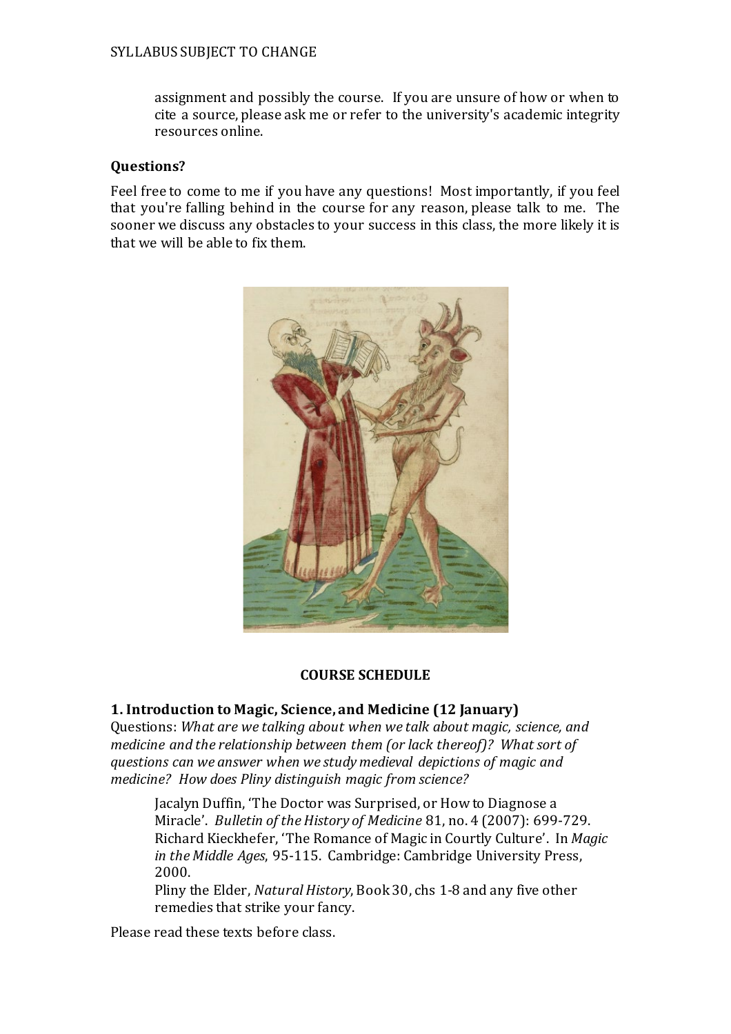assignment and possibly the course. If you are unsure of how or when to cite a source, please ask me or refer to the university's academic integrity resources online.

**Questions?**

Feel free to come to me if you have any questions! Most importantly, if you feel that you're falling behind in the course for any reason, please talk to me. The sooner we discuss any obstacles to your success in this class, the more likely it is that we will be able to fix them.

**COURSE SCHEDULE**

**1. Introduction to Magic, Science, and Medicine (12 January)**

Questions: *What are we talking about when we talk about magic, science, and medicine and the relationship between them (or lack thereof)? What sort of questions can we answer when we study medieval depictions of magic and medicine? How does Pliny distinguish magic from science?*

> Jacalyn Duffin, 'The Doctor was Surprised, or How to Diagnose a Miracle'. *Bulletin of the History of Medicine* 81, no. 4 (2007): 699-729.
> Richard Kieckhefer, 'The Romance of Magic in Courtly Culture'. In *Magic in the Middle Ages*, 95-115. Cambridge: Cambridge University Press, 2000.
> Pliny the Elder, *Natural History*, Book 30, chs 1-8 and any five other remedies that strike your fancy.

Please read these texts before class.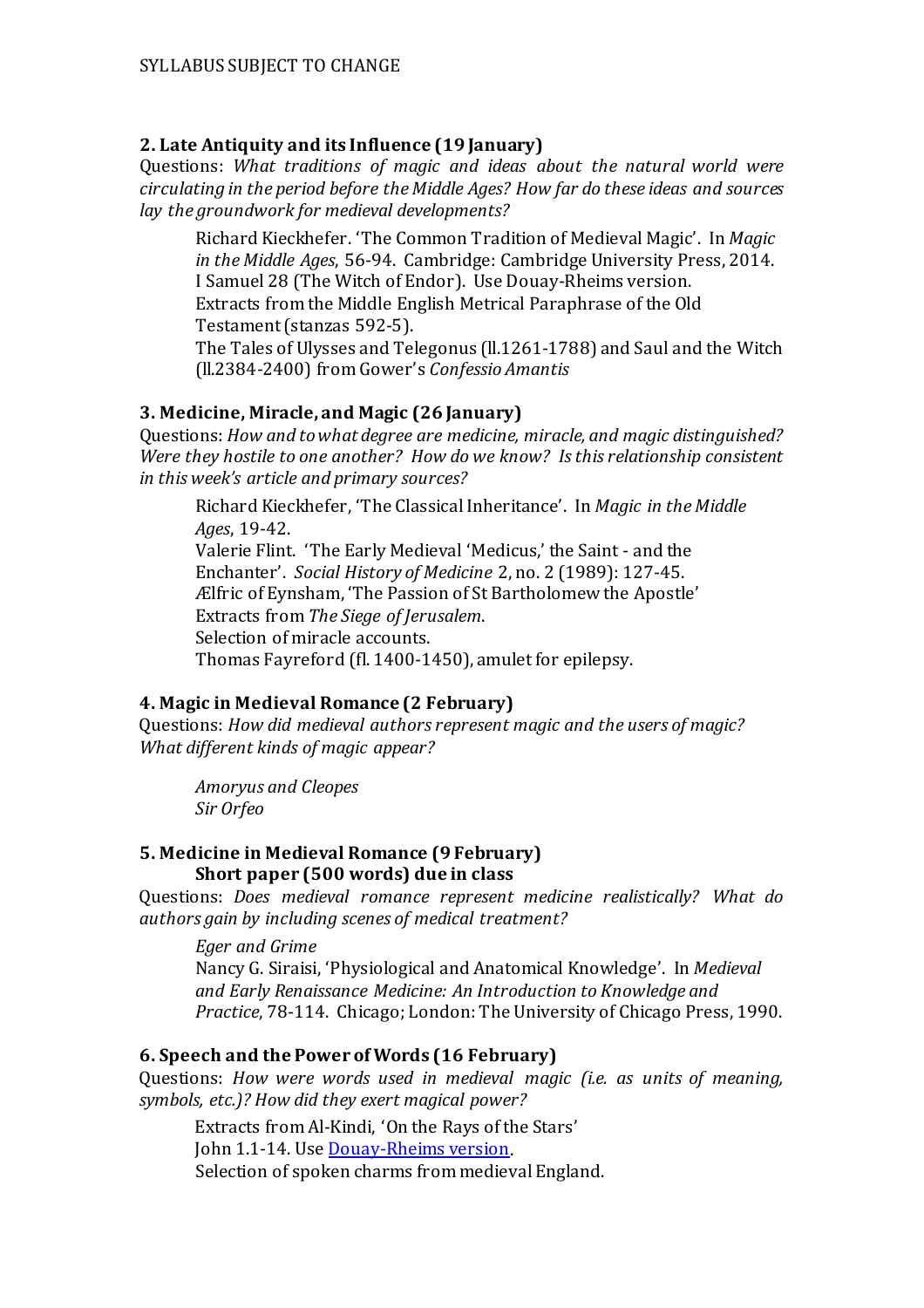SYLLABUS SUBJECT TO CHANGE

### 2. Late Antiquity and its Influence (19 January)

Questions: *What traditions of magic and ideas about the natural world were circulating in the period before the Middle Ages? How far do these ideas and sources lay the groundwork for medieval developments?*

> Richard Kieckhefer. 'The Common Tradition of Medieval Magic'. In *Magic in the Middle Ages*, 56-94. Cambridge: Cambridge University Press, 2014.
> I Samuel 28 (The Witch of Endor). Use Douay-Rheims version.
> Extracts from the Middle English Metrical Paraphrase of the Old Testament (stanzas 592-5).
> The Tales of Ulysses and Telegonus (ll.1261-1788) and Saul and the Witch (ll.2384-2400) from Gower's *Confessio Amantis*

### 3. Medicine, Miracle, and Magic (26 January)

Questions: *How and to what degree are medicine, miracle, and magic distinguished? Were they hostile to one another? How do we know? Is this relationship consistent in this week's article and primary sources?*

> Richard Kieckhefer, 'The Classical Inheritance'. In *Magic in the Middle Ages*, 19-42.
> Valerie Flint. 'The Early Medieval 'Medicus,' the Saint - and the Enchanter'. *Social History of Medicine* 2, no. 2 (1989): 127-45.
> Ælfric of Eynsham, 'The Passion of St Bartholomew the Apostle'
> Extracts from *The Siege of Jerusalem*.
> Selection of miracle accounts.
> Thomas Fayreford (fl. 1400-1450), amulet for epilepsy.

### 4. Magic in Medieval Romance (2 February)

Questions: *How did medieval authors represent magic and the users of magic? What different kinds of magic appear?*

> *Amoryus and Cleopes*
> *Sir Orfeo*

### 5. Medicine in Medieval Romance (9 February)
**Short paper (500 words) due in class**

Questions: *Does medieval romance represent medicine realistically? What do authors gain by including scenes of medical treatment?*

> *Eger and Grime*
> Nancy G. Siraisi, 'Physiological and Anatomical Knowledge'. In *Medieval and Early Renaissance Medicine: An Introduction to Knowledge and Practice*, 78-114. Chicago; London: The University of Chicago Press, 1990.

### 6. Speech and the Power of Words (16 February)

Questions: *How were words used in medieval magic (i.e. as units of meaning, symbols, etc.)? How did they exert magical power?*

> Extracts from Al-Kindi, 'On the Rays of the Stars'
> John 1.1-14. Use Douay-Rheims version.
> Selection of spoken charms from medieval England.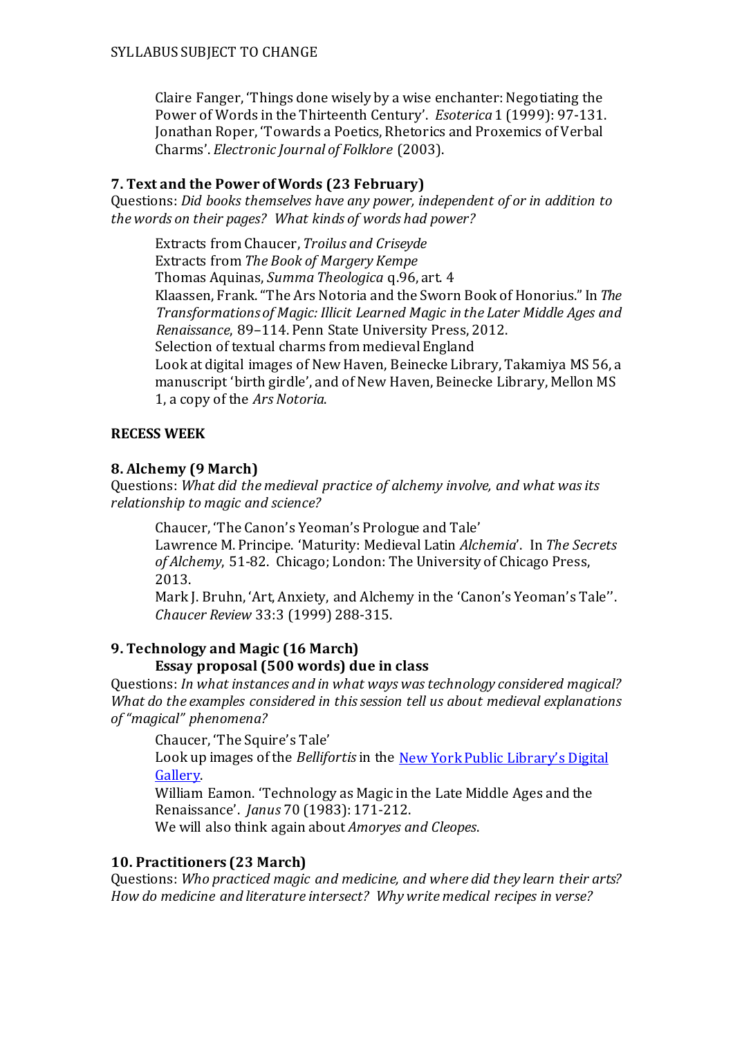Claire Fanger, 'Things done wisely by a wise enchanter: Negotiating the Power of Words in the Thirteenth Century'. *Esoterica* 1 (1999): 97-131.
Jonathan Roper, 'Towards a Poetics, Rhetorics and Proxemics of Verbal Charms'. *Electronic Journal of Folklore* (2003).

**7. Text and the Power of Words (23 February)**

Questions: *Did books themselves have any power, independent of or in addition to the words on their pages? What kinds of words had power?*

Extracts from Chaucer, *Troilus and Criseyde*
Extracts from *The Book of Margery Kempe*
Thomas Aquinas, *Summa Theologica* q.96, art. 4
Klaassen, Frank. "The Ars Notoria and the Sworn Book of Honorius." In *The Transformations of Magic: Illicit Learned Magic in the Later Middle Ages and Renaissance*, 89–114. Penn State University Press, 2012.
Selection of textual charms from medieval England
Look at digital images of New Haven, Beinecke Library, Takamiya MS 56, a manuscript 'birth girdle', and of New Haven, Beinecke Library, Mellon MS 1, a copy of the *Ars Notoria*.

**RECESS WEEK**

**8. Alchemy (9 March)**

Questions: *What did the medieval practice of alchemy involve, and what was its relationship to magic and science?*

Chaucer, 'The Canon's Yeoman's Prologue and Tale'
Lawrence M. Principe. 'Maturity: Medieval Latin *Alchemia*'. In *The Secrets of Alchemy*, 51-82. Chicago; London: The University of Chicago Press, 2013.
Mark J. Bruhn, 'Art, Anxiety, and Alchemy in the 'Canon's Yeoman's Tale''. *Chaucer Review* 33:3 (1999) 288-315.

**9. Technology and Magic (16 March)**

**Essay proposal (500 words) due in class**

Questions: *In what instances and in what ways was technology considered magical? What do the examples considered in this session tell us about medieval explanations of "magical" phenomena?*

Chaucer, 'The Squire's Tale'
Look up images of the *Bellifortis* in the New York Public Library's Digital Gallery.
William Eamon. 'Technology as Magic in the Late Middle Ages and the Renaissance'. *Janus* 70 (1983): 171-212.
We will also think again about *Amoryes and Cleopes*.

**10. Practitioners (23 March)**

Questions: *Who practiced magic and medicine, and where did they learn their arts? How do medicine and literature intersect? Why write medical recipes in verse?*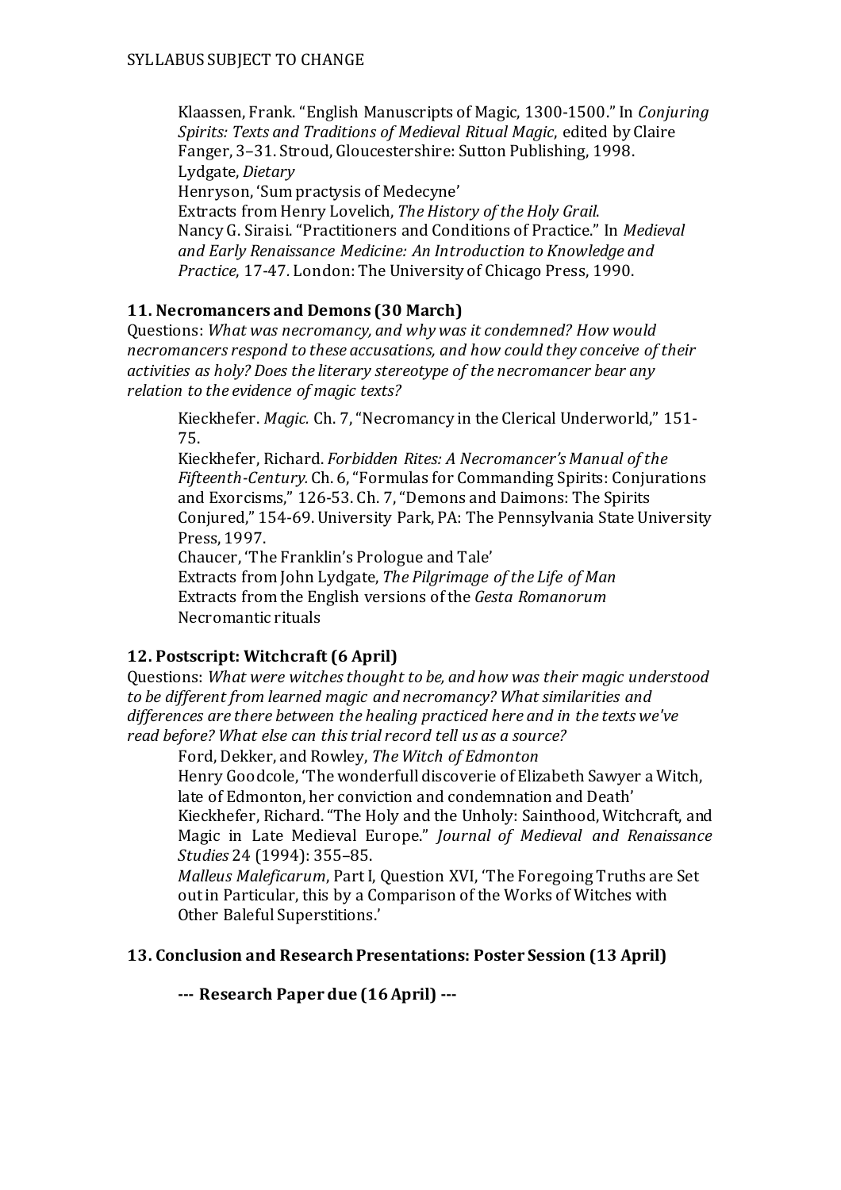Klaassen, Frank. "English Manuscripts of Magic, 1300-1500." In *Conjuring Spirits: Texts and Traditions of Medieval Ritual Magic*, edited by Claire Fanger, 3–31. Stroud, Gloucestershire: Sutton Publishing, 1998.
Lydgate, *Dietary*
Henryson, 'Sum practysis of Medecyne'
Extracts from Henry Lovelich, *The History of the Holy Grail*.
Nancy G. Siraisi. "Practitioners and Conditions of Practice." In *Medieval and Early Renaissance Medicine: An Introduction to Knowledge and Practice*, 17-47. London: The University of Chicago Press, 1990.

### 11. Necromancers and Demons (30 March)

Questions: *What was necromancy, and why was it condemned? How would necromancers respond to these accusations, and how could they conceive of their activities as holy? Does the literary stereotype of the necromancer bear any relation to the evidence of magic texts?*

Kieckhefer. *Magic.* Ch. 7, "Necromancy in the Clerical Underworld," 151-75.
Kieckhefer, Richard. *Forbidden Rites: A Necromancer's Manual of the Fifteenth-Century.* Ch. 6, "Formulas for Commanding Spirits: Conjurations and Exorcisms," 126-53. Ch. 7, "Demons and Daimons: The Spirits Conjured," 154-69. University Park, PA: The Pennsylvania State University Press, 1997.
Chaucer, 'The Franklin's Prologue and Tale'
Extracts from John Lydgate, *The Pilgrimage of the Life of Man*
Extracts from the English versions of the *Gesta Romanorum*
Necromantic rituals

### 12. Postscript: Witchcraft (6 April)

Questions: *What were witches thought to be, and how was their magic understood to be different from learned magic and necromancy? What similarities and differences are there between the healing practiced here and in the texts we've read before? What else can this trial record tell us as a source?*

Ford, Dekker, and Rowley, *The Witch of Edmonton*
Henry Goodcole, 'The wonderfull discoverie of Elizabeth Sawyer a Witch, late of Edmonton, her conviction and condemnation and Death'
Kieckhefer, Richard. "The Holy and the Unholy: Sainthood, Witchcraft, and Magic in Late Medieval Europe." *Journal of Medieval and Renaissance Studies* 24 (1994): 355–85.
*Malleus Maleficarum*, Part I, Question XVI, 'The Foregoing Truths are Set out in Particular, this by a Comparison of the Works of Witches with Other Baleful Superstitions.'

### 13. Conclusion and Research Presentations: Poster Session (13 April)

**--- Research Paper due (16 April) ---**